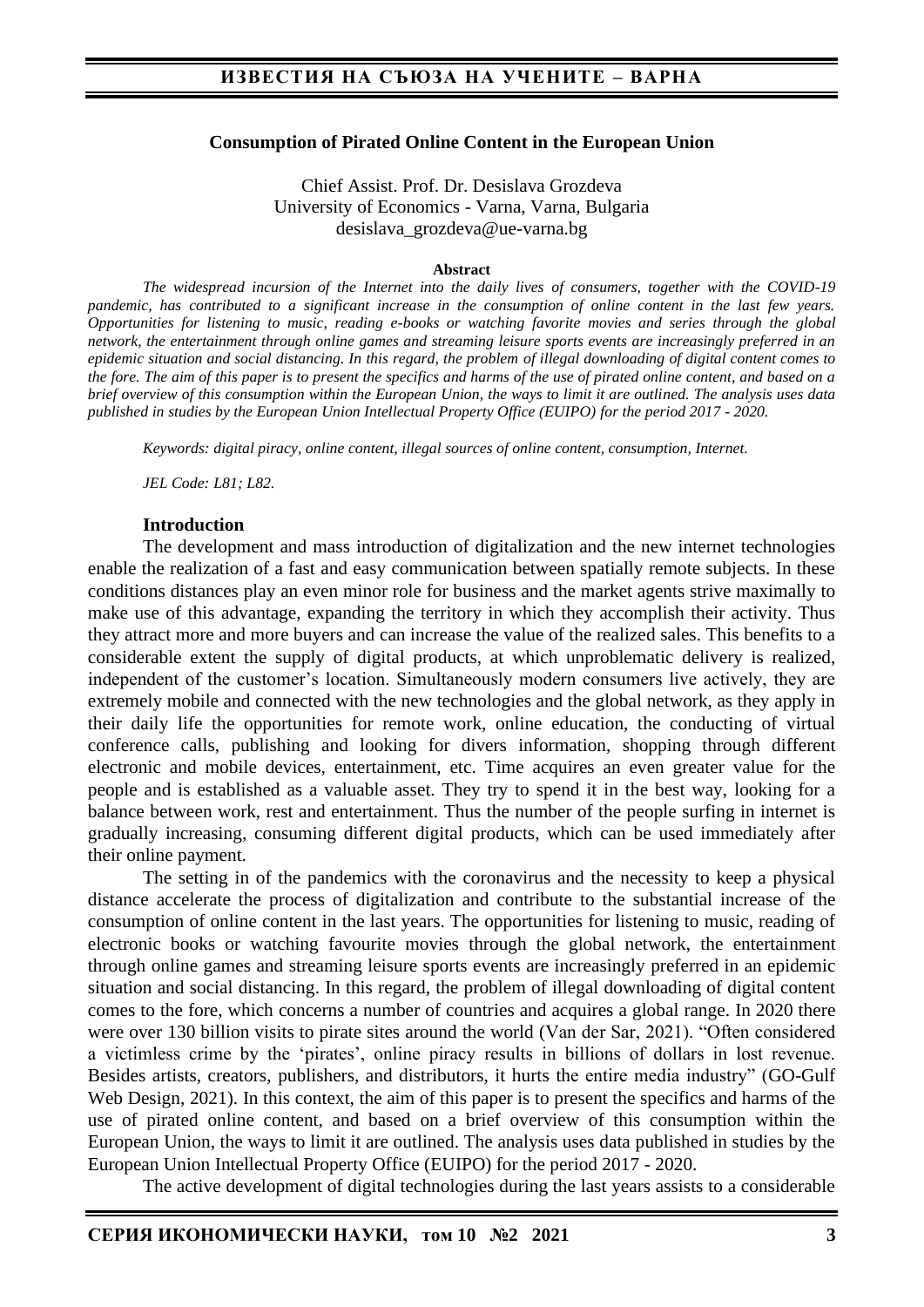# Consumption of Pirated Online Content in the European Union

Chief Assist. Prof. Dr. Desislava Grozdeva
University of Economics - Varna, Varna, Bulgaria
desislava_grozdeva@ue-varna.bg

**Abstract**

*The widespread incursion of the Internet into the daily lives of consumers, together with the COVID-19 pandemic, has contributed to a significant increase in the consumption of online content in the last few years. Opportunities for listening to music, reading e-books or watching favorite movies and series through the global network, the entertainment through online games and streaming leisure sports events are increasingly preferred in an epidemic situation and social distancing. In this regard, the problem of illegal downloading of digital content comes to the fore. The aim of this paper is to present the specifics and harms of the use of pirated online content, and based on a brief overview of this consumption within the European Union, the ways to limit it are outlined. The analysis uses data published in studies by the European Union Intellectual Property Office (EUIPO) for the period 2017 - 2020.*

*Keywords: digital piracy, online content, illegal sources of online content, consumption, Internet.*

*JEL Code: L81; L82.*

## Introduction

The development and mass introduction of digitalization and the new internet technologies enable the realization of a fast and easy communication between spatially remote subjects. In these conditions distances play an even minor role for business and the market agents strive maximally to make use of this advantage, expanding the territory in which they accomplish their activity. Thus they attract more and more buyers and can increase the value of the realized sales. This benefits to a considerable extent the supply of digital products, at which unproblematic delivery is realized, independent of the customer's location. Simultaneously modern consumers live actively, they are extremely mobile and connected with the new technologies and the global network, as they apply in their daily life the opportunities for remote work, online education, the conducting of virtual conference calls, publishing and looking for divers information, shopping through different electronic and mobile devices, entertainment, etc. Time acquires an even greater value for the people and is established as a valuable asset. They try to spend it in the best way, looking for a balance between work, rest and entertainment. Thus the number of the people surfing in internet is gradually increasing, consuming different digital products, which can be used immediately after their online payment.

The setting in of the pandemics with the coronavirus and the necessity to keep a physical distance accelerate the process of digitalization and contribute to the substantial increase of the consumption of online content in the last years. The opportunities for listening to music, reading of electronic books or watching favourite movies through the global network, the entertainment through online games and streaming leisure sports events are increasingly preferred in an epidemic situation and social distancing. In this regard, the problem of illegal downloading of digital content comes to the fore, which concerns a number of countries and acquires a global range. In 2020 there were over 130 billion visits to pirate sites around the world (Van der Sar, 2021). "Often considered a victimless crime by the 'pirates', online piracy results in billions of dollars in lost revenue. Besides artists, creators, publishers, and distributors, it hurts the entire media industry" (GO-Gulf Web Design, 2021). In this context, the aim of this paper is to present the specifics and harms of the use of pirated online content, and based on a brief overview of this consumption within the European Union, the ways to limit it are outlined. The analysis uses data published in studies by the European Union Intellectual Property Office (EUIPO) for the period 2017 - 2020.

The active development of digital technologies during the last years assists to a considerable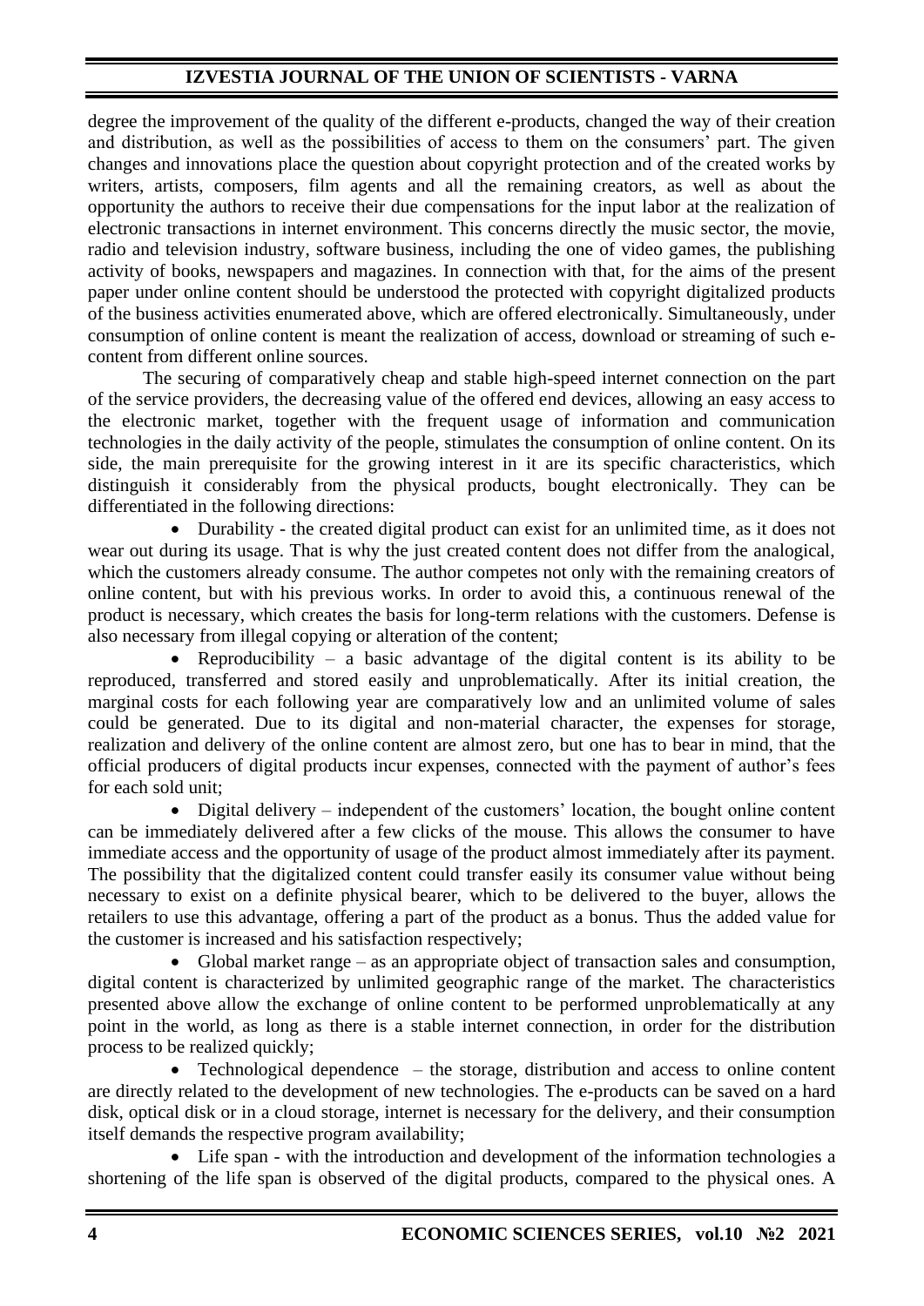degree the improvement of the quality of the different e-products, changed the way of their creation and distribution, as well as the possibilities of access to them on the consumers' part. The given changes and innovations place the question about copyright protection and of the created works by writers, artists, composers, film agents and all the remaining creators, as well as about the opportunity the authors to receive their due compensations for the input labor at the realization of electronic transactions in internet environment. This concerns directly the music sector, the movie, radio and television industry, software business, including the one of video games, the publishing activity of books, newspapers and magazines. In connection with that, for the aims of the present paper under online content should be understood the protected with copyright digitalized products of the business activities enumerated above, which are offered electronically. Simultaneously, under consumption of online content is meant the realization of access, download or streaming of such e-content from different online sources.

The securing of comparatively cheap and stable high-speed internet connection on the part of the service providers, the decreasing value of the offered end devices, allowing an easy access to the electronic market, together with the frequent usage of information and communication technologies in the daily activity of the people, stimulates the consumption of online content. On its side, the main prerequisite for the growing interest in it are its specific characteristics, which distinguish it considerably from the physical products, bought electronically. They can be differentiated in the following directions:

- Durability - the created digital product can exist for an unlimited time, as it does not wear out during its usage. That is why the just created content does not differ from the analogical, which the customers already consume. The author competes not only with the remaining creators of online content, but with his previous works. In order to avoid this, a continuous renewal of the product is necessary, which creates the basis for long-term relations with the customers. Defense is also necessary from illegal copying or alteration of the content;
- Reproducibility – a basic advantage of the digital content is its ability to be reproduced, transferred and stored easily and unproblematically. After its initial creation, the marginal costs for each following year are comparatively low and an unlimited volume of sales could be generated. Due to its digital and non-material character, the expenses for storage, realization and delivery of the online content are almost zero, but one has to bear in mind, that the official producers of digital products incur expenses, connected with the payment of author's fees for each sold unit;
- Digital delivery – independent of the customers' location, the bought online content can be immediately delivered after a few clicks of the mouse. This allows the consumer to have immediate access and the opportunity of usage of the product almost immediately after its payment. The possibility that the digitalized content could transfer easily its consumer value without being necessary to exist on a definite physical bearer, which to be delivered to the buyer, allows the retailers to use this advantage, offering a part of the product as a bonus. Thus the added value for the customer is increased and his satisfaction respectively;
- Global market range – as an appropriate object of transaction sales and consumption, digital content is characterized by unlimited geographic range of the market. The characteristics presented above allow the exchange of online content to be performed unproblematically at any point in the world, as long as there is a stable internet connection, in order for the distribution process to be realized quickly;
- Technological dependence – the storage, distribution and access to online content are directly related to the development of new technologies. The e-products can be saved on a hard disk, optical disk or in a cloud storage, internet is necessary for the delivery, and their consumption itself demands the respective program availability;
- Life span - with the introduction and development of the information technologies a shortening of the life span is observed of the digital products, compared to the physical ones. A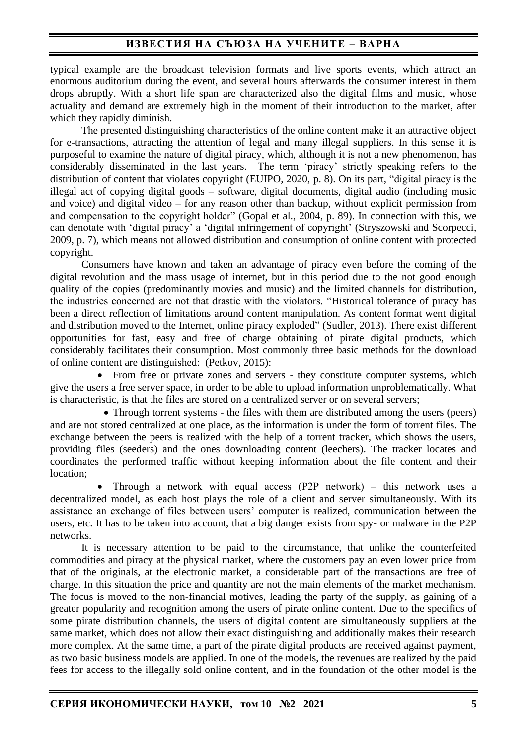typical example are the broadcast television formats and live sports events, which attract an enormous auditorium during the event, and several hours afterwards the consumer interest in them drops abruptly. With a short life span are characterized also the digital films and music, whose actuality and demand are extremely high in the moment of their introduction to the market, after which they rapidly diminish.

The presented distinguishing characteristics of the online content make it an attractive object for e-transactions, attracting the attention of legal and many illegal suppliers. In this sense it is purposeful to examine the nature of digital piracy, which, although it is not a new phenomenon, has considerably disseminated in the last years. The term 'piracy' strictly speaking refers to the distribution of content that violates copyright (EUIPO, 2020, p. 8). On its part, "digital piracy is the illegal act of copying digital goods – software, digital documents, digital audio (including music and voice) and digital video – for any reason other than backup, without explicit permission from and compensation to the copyright holder" (Gopal et al., 2004, p. 89). In connection with this, we can denotate with 'digital piracy' a 'digital infringement of copyright' (Stryszowski and Scorpecci, 2009, p. 7), which means not allowed distribution and consumption of online content with protected copyright.

Consumers have known and taken an advantage of piracy even before the coming of the digital revolution and the mass usage of internet, but in this period due to the not good enough quality of the copies (predominantly movies and music) and the limited channels for distribution, the industries concerned are not that drastic with the violators. "Historical tolerance of piracy has been a direct reflection of limitations around content manipulation. As content format went digital and distribution moved to the Internet, online piracy exploded" (Sudler, 2013). There exist different opportunities for fast, easy and free of charge obtaining of pirate digital products, which considerably facilitates their consumption. Most commonly three basic methods for the download of online content are distinguished: (Petkov, 2015):

- From free or private zones and servers - they constitute computer systems, which give the users a free server space, in order to be able to upload information unproblematically. What is characteristic, is that the files are stored on a centralized server or on several servers;
- Through torrent systems - the files with them are distributed among the users (peers) and are not stored centralized at one place, as the information is under the form of torrent files. The exchange between the peers is realized with the help of a torrent tracker, which shows the users, providing files (seeders) and the ones downloading content (leechers). The tracker locates and coordinates the performed traffic without keeping information about the file content and their location;
- Through a network with equal access (P2P network) – this network uses a decentralized model, as each host plays the role of a client and server simultaneously. With its assistance an exchange of files between users' computer is realized, communication between the users, etc. It has to be taken into account, that a big danger exists from spy- or malware in the P2P networks.

It is necessary attention to be paid to the circumstance, that unlike the counterfeited commodities and piracy at the physical market, where the customers pay an even lower price from that of the originals, at the electronic market, a considerable part of the transactions are free of charge. In this situation the price and quantity are not the main elements of the market mechanism. The focus is moved to the non-financial motives, leading the party of the supply, as gaining of a greater popularity and recognition among the users of pirate online content. Due to the specifics of some pirate distribution channels, the users of digital content are simultaneously suppliers at the same market, which does not allow their exact distinguishing and additionally makes their research more complex. At the same time, a part of the pirate digital products are received against payment, as two basic business models are applied. In one of the models, the revenues are realized by the paid fees for access to the illegally sold online content, and in the foundation of the other model is the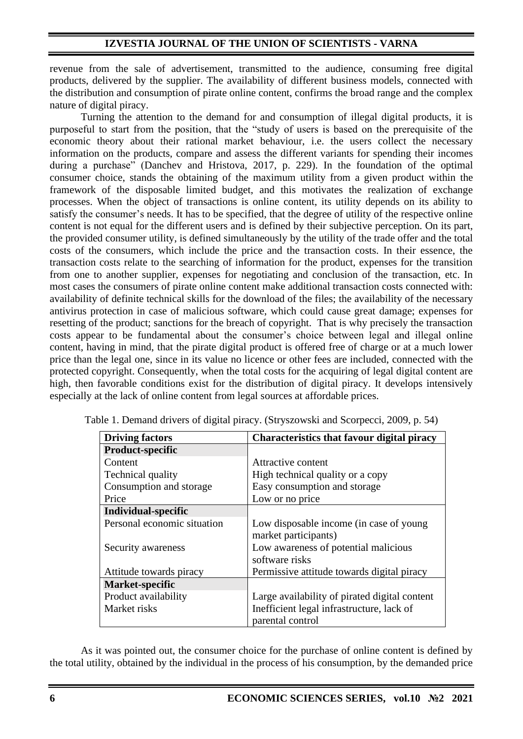revenue from the sale of advertisement, transmitted to the audience, consuming free digital products, delivered by the supplier. The availability of different business models, connected with the distribution and consumption of pirate online content, confirms the broad range and the complex nature of digital piracy.

Turning the attention to the demand for and consumption of illegal digital products, it is purposeful to start from the position, that the "study of users is based on the prerequisite of the economic theory about their rational market behaviour, i.e. the users collect the necessary information on the products, compare and assess the different variants for spending their incomes during a purchase" (Danchev and Hristova, 2017, p. 229). In the foundation of the optimal consumer choice, stands the obtaining of the maximum utility from a given product within the framework of the disposable limited budget, and this motivates the realization of exchange processes. When the object of transactions is online content, its utility depends on its ability to satisfy the consumer's needs. It has to be specified, that the degree of utility of the respective online content is not equal for the different users and is defined by their subjective perception. On its part, the provided consumer utility, is defined simultaneously by the utility of the trade offer and the total costs of the consumers, which include the price and the transaction costs. In their essence, the transaction costs relate to the searching of information for the product, expenses for the transition from one to another supplier, expenses for negotiating and conclusion of the transaction, etc. In most cases the consumers of pirate online content make additional transaction costs connected with: availability of definite technical skills for the download of the files; the availability of the necessary antivirus protection in case of malicious software, which could cause great damage; expenses for resetting of the product; sanctions for the breach of copyright. That is why precisely the transaction costs appear to be fundamental about the consumer's choice between legal and illegal online content, having in mind, that the pirate digital product is offered free of charge or at a much lower price than the legal one, since in its value no licence or other fees are included, connected with the protected copyright. Consequently, when the total costs for the acquiring of legal digital content are high, then favorable conditions exist for the distribution of digital piracy. It develops intensively especially at the lack of online content from legal sources at affordable prices.

Table 1. Demand drivers of digital piracy. (Stryszowski and Scorpecci, 2009, p. 54)

| **Driving factors** | **Characteristics that favour digital piracy** |
|---|---|
| **Product-specific** | |
| Content | Attractive content |
| Technical quality | High technical quality or a copy |
| Consumption and storage | Easy consumption and storage |
| Price | Low or no price |
| **Individual-specific** | |
| Personal economic situation | Low disposable income (in case of young market participants) |
| Security awareness | Low awareness of potential malicious software risks |
| Attitude towards piracy | Permissive attitude towards digital piracy |
| **Market-specific** | |
| Product availability | Large availability of pirated digital content |
| Market risks | Inefficient legal infrastructure, lack of parental control |

As it was pointed out, the consumer choice for the purchase of online content is defined by the total utility, obtained by the individual in the process of his consumption, by the demanded price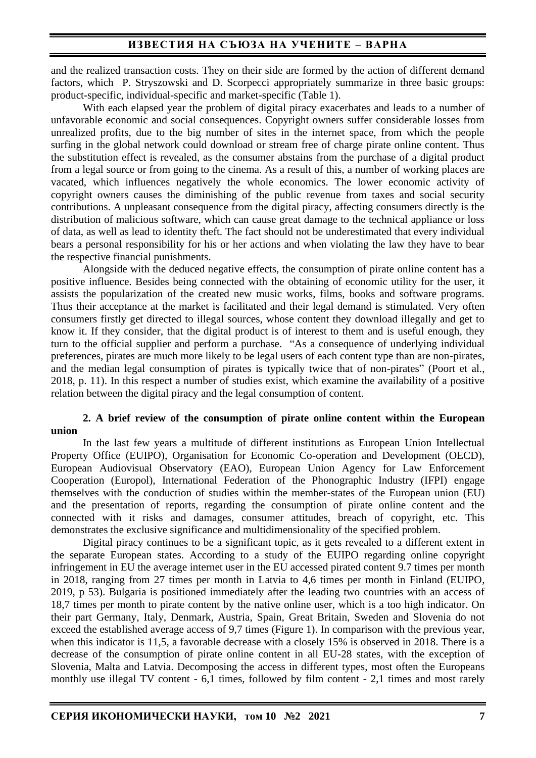and the realized transaction costs. They on their side are formed by the action of different demand factors, which P. Stryszowski and D. Scorpecci appropriately summarize in three basic groups: product-specific, individual-specific and market-specific (Table 1).

With each elapsed year the problem of digital piracy exacerbates and leads to a number of unfavorable economic and social consequences. Copyright owners suffer considerable losses from unrealized profits, due to the big number of sites in the internet space, from which the people surfing in the global network could download or stream free of charge pirate online content. Thus the substitution effect is revealed, as the consumer abstains from the purchase of a digital product from a legal source or from going to the cinema. As a result of this, a number of working places are vacated, which influences negatively the whole economics. The lower economic activity of copyright owners causes the diminishing of the public revenue from taxes and social security contributions. A unpleasant consequence from the digital piracy, affecting consumers directly is the distribution of malicious software, which can cause great damage to the technical appliance or loss of data, as well as lead to identity theft. The fact should not be underestimated that every individual bears a personal responsibility for his or her actions and when violating the law they have to bear the respective financial punishments.

Alongside with the deduced negative effects, the consumption of pirate online content has a positive influence. Besides being connected with the obtaining of economic utility for the user, it assists the popularization of the created new music works, films, books and software programs. Thus their acceptance at the market is facilitated and their legal demand is stimulated. Very often consumers firstly get directed to illegal sources, whose content they download illegally and get to know it. If they consider, that the digital product is of interest to them and is useful enough, they turn to the official supplier and perform a purchase. "As a consequence of underlying individual preferences, pirates are much more likely to be legal users of each content type than are non-pirates, and the median legal consumption of pirates is typically twice that of non-pirates" (Poort et al., 2018, p. 11). In this respect a number of studies exist, which examine the availability of a positive relation between the digital piracy and the legal consumption of content.

## 2. A brief review of the consumption of pirate online content within the European union

In the last few years a multitude of different institutions as European Union Intellectual Property Office (EUIPO), Organisation for Economic Co-operation and Development (OECD), European Audiovisual Observatory (EAO), European Union Agency for Law Enforcement Cooperation (Europol), International Federation of the Phonographic Industry (IFPI) engage themselves with the conduction of studies within the member-states of the European union (EU) and the presentation of reports, regarding the consumption of pirate online content and the connected with it risks and damages, consumer attitudes, breach of copyright, etc. This demonstrates the exclusive significance and multidimensionality of the specified problem.

Digital piracy continues to be a significant topic, as it gets revealed to a different extent in the separate European states. According to a study of the EUIPO regarding online copyright infringement in EU the average internet user in the EU accessed pirated content 9.7 times per month in 2018, ranging from 27 times per month in Latvia to 4,6 times per month in Finland (EUIPO, 2019, p 53). Bulgaria is positioned immediately after the leading two countries with an access of 18,7 times per month to pirate content by the native online user, which is a too high indicator. On their part Germany, Italy, Denmark, Austria, Spain, Great Britain, Sweden and Slovenia do not exceed the established average access of 9,7 times (Figure 1). In comparison with the previous year, when this indicator is 11,5, a favorable decrease with a closely 15% is observed in 2018. There is a decrease of the consumption of pirate online content in all EU-28 states, with the exception of Slovenia, Malta and Latvia. Decomposing the access in different types, most often the Europeans monthly use illegal TV content - 6,1 times, followed by film content - 2,1 times and most rarely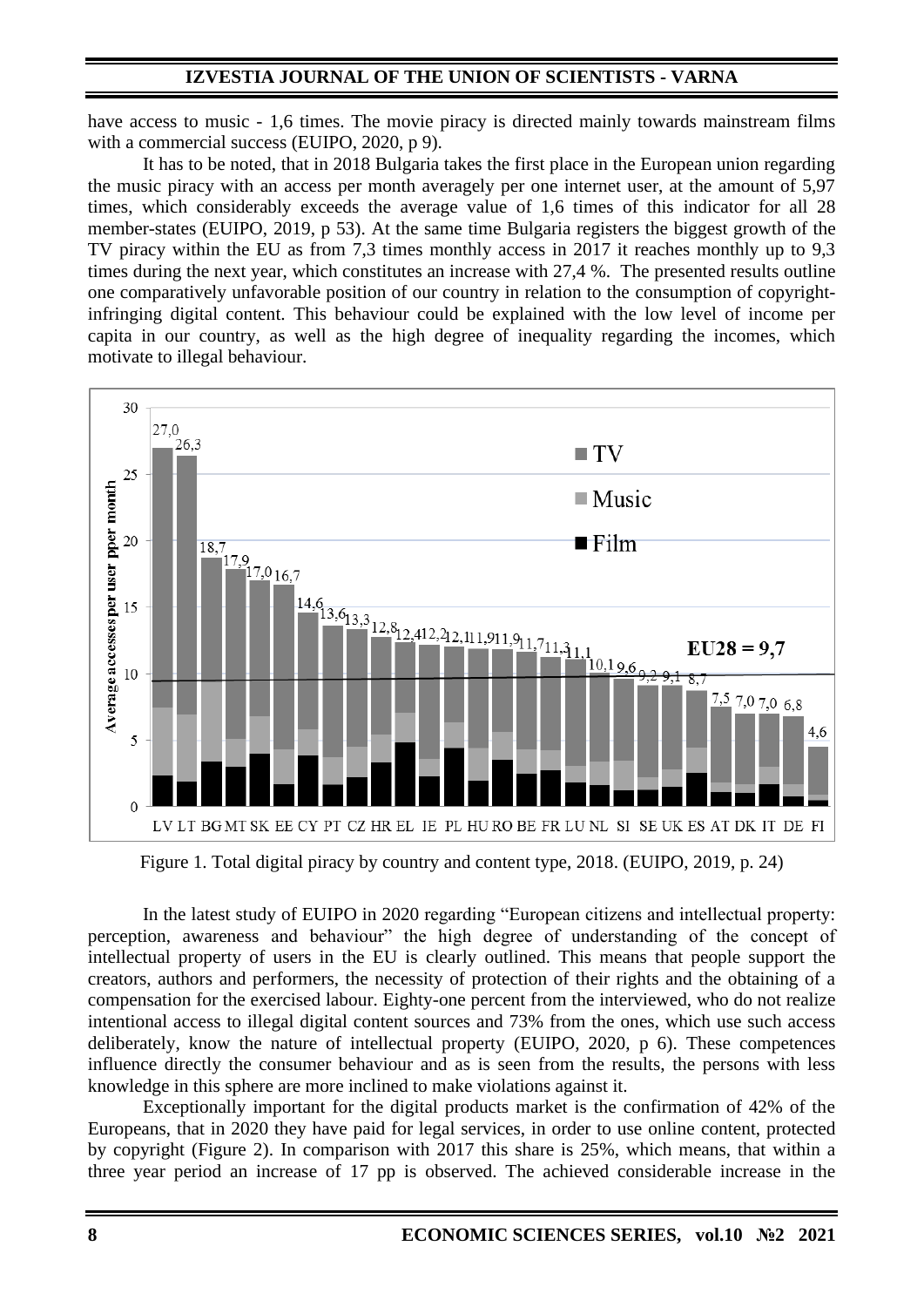have access to music - 1,6 times. The movie piracy is directed mainly towards mainstream films with a commercial success (EUIPO, 2020, p 9).

It has to be noted, that in 2018 Bulgaria takes the first place in the European union regarding the music piracy with an access per month averagely per one internet user, at the amount of 5,97 times, which considerably exceeds the average value of 1,6 times of this indicator for all 28 member-states (EUIPO, 2019, p 53). At the same time Bulgaria registers the biggest growth of the TV piracy within the EU as from 7,3 times monthly access in 2017 it reaches monthly up to 9,3 times during the next year, which constitutes an increase with 27,4 %. The presented results outline one comparatively unfavorable position of our country in relation to the consumption of copyright-infringing digital content. This behaviour could be explained with the low level of income per capita in our country, as well as the high degree of inequality regarding the incomes, which motivate to illegal behaviour.

Figure 1. Total digital piracy by country and content type, 2018. (EUIPO, 2019, p. 24)

In the latest study of EUIPO in 2020 regarding "European citizens and intellectual property: perception, awareness and behaviour" the high degree of understanding of the concept of intellectual property of users in the EU is clearly outlined. This means that people support the creators, authors and performers, the necessity of protection of their rights and the obtaining of a compensation for the exercised labour. Eighty-one percent from the interviewed, who do not realize intentional access to illegal digital content sources and 73% from the ones, which use such access deliberately, know the nature of intellectual property (EUIPO, 2020, p 6). These competences influence directly the consumer behaviour and as is seen from the results, the persons with less knowledge in this sphere are more inclined to make violations against it.

Exceptionally important for the digital products market is the confirmation of 42% of the Europeans, that in 2020 they have paid for legal services, in order to use online content, protected by copyright (Figure 2). In comparison with 2017 this share is 25%, which means, that within a three year period an increase of 17 pp is observed. The achieved considerable increase in the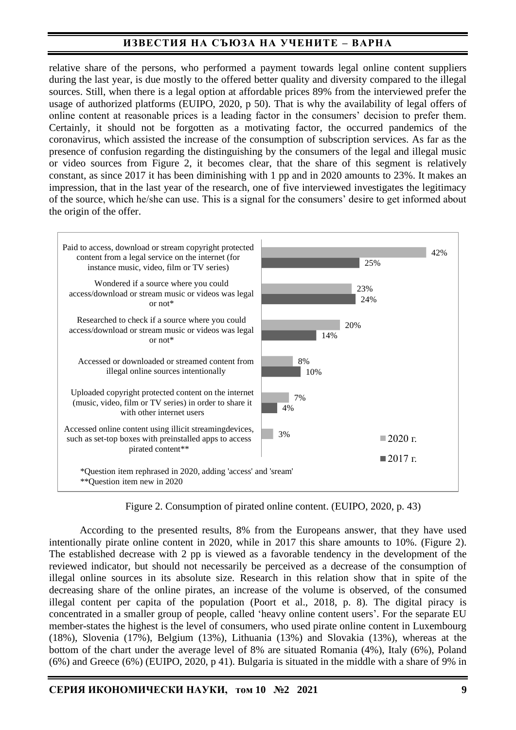relative share of the persons, who performed a payment towards legal online content suppliers during the last year, is due mostly to the offered better quality and diversity compared to the illegal sources. Still, when there is a legal option at affordable prices 89% from the interviewed prefer the usage of authorized platforms (EUIPO, 2020, p 50). That is why the availability of legal offers of online content at reasonable prices is a leading factor in the consumers' decision to prefer them. Certainly, it should not be forgotten as a motivating factor, the occurred pandemics of the coronavirus, which assisted the increase of the consumption of subscription services. As far as the presence of confusion regarding the distinguishing by the consumers of the legal and illegal music or video sources from Figure 2, it becomes clear, that the share of this segment is relatively constant, as since 2017 it has been diminishing with 1 pp and in 2020 amounts to 23%. It makes an impression, that in the last year of the research, one of five interviewed investigates the legitimacy of the source, which he/she can use. This is a signal for the consumers' desire to get informed about the origin of the offer.

| | 2020 г. | 2017 г. |
|---|---|---|
| Paid to access, download or stream copyright protected content from a legal service on the internet (for instance music, video, film or TV series) | 42% | 25% |
| Wondered if a source where you could access/download or stream music or videos was legal or not* | 23% | 24% |
| Researched to check if a source where you could access/download or stream music or videos was legal or not* | 20% | 14% |
| Accessed or downloaded or streamed content from illegal online sources intentionally | 8% | 10% |
| Uploaded copyright protected content on the internet (music, video, film or TV series) in order to share it with other internet users | 7% | 4% |
| Accessed online content using illicit streamingdevices, such as set-top boxes with preinstalled apps to access pirated content** | 3% | |

*Question item rephrased in 2020, adding 'access' and 'sream'
**Question item new in 2020

Figure 2. Consumption of pirated online content. (EUIPO, 2020, p. 43)

According to the presented results, 8% from the Europeans answer, that they have used intentionally pirate online content in 2020, while in 2017 this share amounts to 10%. (Figure 2). The established decrease with 2 pp is viewed as a favorable tendency in the development of the reviewed indicator, but should not necessarily be perceived as a decrease of the consumption of illegal online sources in its absolute size. Research in this relation show that in spite of the decreasing share of the online pirates, an increase of the volume is observed, of the consumed illegal content per capita of the population (Poort et al., 2018, p. 8). The digital piracy is concentrated in a smaller group of people, called 'heavy online content users'. For the separate EU member-states the highest is the level of consumers, who used pirate online content in Luxembourg (18%), Slovenia (17%), Belgium (13%), Lithuania (13%) and Slovakia (13%), whereas at the bottom of the chart under the average level of 8% are situated Romania (4%), Italy (6%), Poland (6%) and Greece (6%) (EUIPO, 2020, p 41). Bulgaria is situated in the middle with a share of 9% in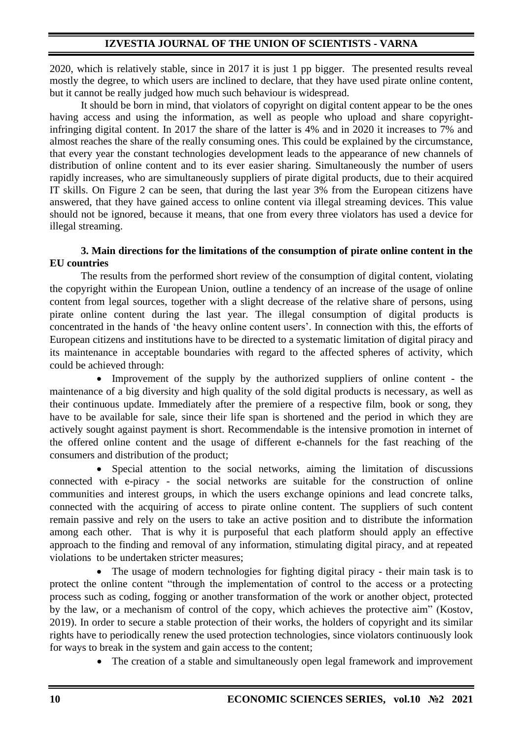2020, which is relatively stable, since in 2017 it is just 1 pp bigger. The presented results reveal mostly the degree, to which users are inclined to declare, that they have used pirate online content, but it cannot be really judged how much such behaviour is widespread.

It should be born in mind, that violators of copyright on digital content appear to be the ones having access and using the information, as well as people who upload and share copyright-infringing digital content. In 2017 the share of the latter is 4% and in 2020 it increases to 7% and almost reaches the share of the really consuming ones. This could be explained by the circumstance, that every year the constant technologies development leads to the appearance of new channels of distribution of online content and to its ever easier sharing. Simultaneously the number of users rapidly increases, who are simultaneously suppliers of pirate digital products, due to their acquired IT skills. On Figure 2 can be seen, that during the last year 3% from the European citizens have answered, that they have gained access to online content via illegal streaming devices. This value should not be ignored, because it means, that one from every three violators has used a device for illegal streaming.

### 3. Main directions for the limitations of the consumption of pirate online content in the EU countries

The results from the performed short review of the consumption of digital content, violating the copyright within the European Union, outline a tendency of an increase of the usage of online content from legal sources, together with a slight decrease of the relative share of persons, using pirate online content during the last year. The illegal consumption of digital products is concentrated in the hands of 'the heavy online content users'. In connection with this, the efforts of European citizens and institutions have to be directed to a systematic limitation of digital piracy and its maintenance in acceptable boundaries with regard to the affected spheres of activity, which could be achieved through:

- Improvement of the supply by the authorized suppliers of online content - the maintenance of a big diversity and high quality of the sold digital products is necessary, as well as their continuous update. Immediately after the premiere of a respective film, book or song, they have to be available for sale, since their life span is shortened and the period in which they are actively sought against payment is short. Recommendable is the intensive promotion in internet of the offered online content and the usage of different e-channels for the fast reaching of the consumers and distribution of the product;
- Special attention to the social networks, aiming the limitation of discussions connected with e-piracy - the social networks are suitable for the construction of online communities and interest groups, in which the users exchange opinions and lead concrete talks, connected with the acquiring of access to pirate online content. The suppliers of such content remain passive and rely on the users to take an active position and to distribute the information among each other. That is why it is purposeful that each platform should apply an effective approach to the finding and removal of any information, stimulating digital piracy, and at repeated violations to be undertaken stricter measures;
- The usage of modern technologies for fighting digital piracy - their main task is to protect the online content "through the implementation of control to the access or a protecting process such as coding, fogging or another transformation of the work or another object, protected by the law, or a mechanism of control of the copy, which achieves the protective aim" (Kostov, 2019). In order to secure a stable protection of their works, the holders of copyright and its similar rights have to periodically renew the used protection technologies, since violators continuously look for ways to break in the system and gain access to the content;
- The creation of a stable and simultaneously open legal framework and improvement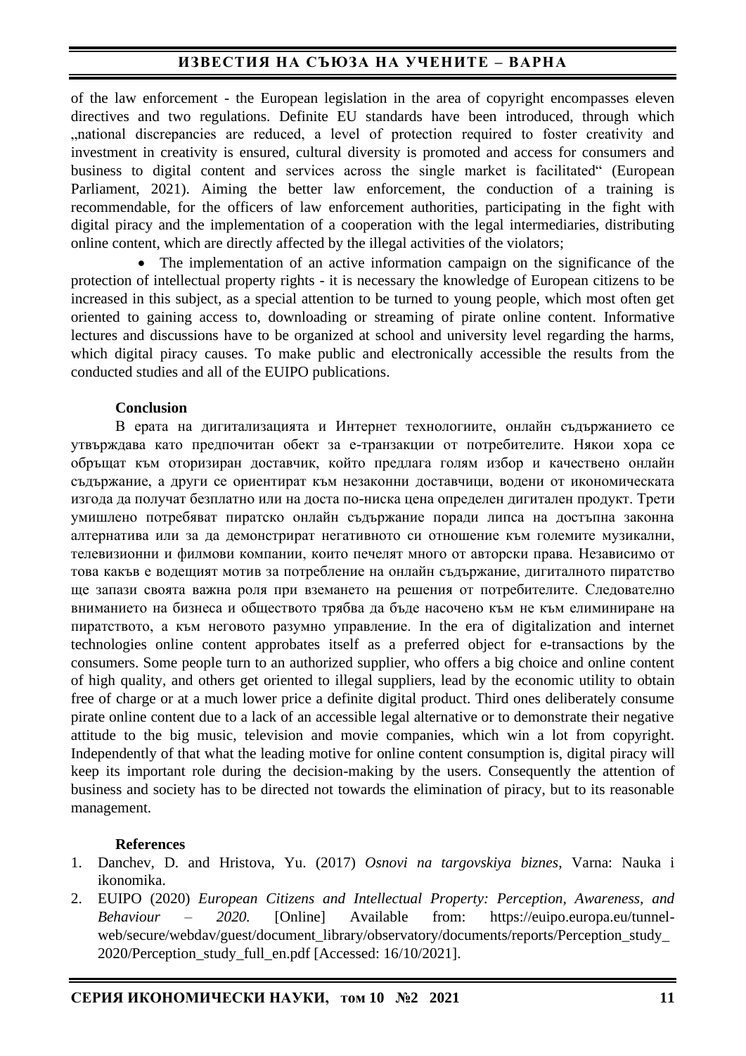of the law enforcement - the European legislation in the area of copyright encompasses eleven directives and two regulations. Definite EU standards have been introduced, through which „national discrepancies are reduced, a level of protection required to foster creativity and investment in creativity is ensured, cultural diversity is promoted and access for consumers and business to digital content and services across the single market is facilitated" (European Parliament, 2021). Aiming the better law enforcement, the conduction of a training is recommendable, for the officers of law enforcement authorities, participating in the fight with digital piracy and the implementation of a cooperation with the legal intermediaries, distributing online content, which are directly affected by the illegal activities of the violators;

- The implementation of an active information campaign on the significance of the protection of intellectual property rights - it is necessary the knowledge of European citizens to be increased in this subject, as a special attention to be turned to young people, which most often get oriented to gaining access to, downloading or streaming of pirate online content. Informative lectures and discussions have to be organized at school and university level regarding the harms, which digital piracy causes. To make public and electronically accessible the results from the conducted studies and all of the EUIPO publications.

**Conclusion**

В ерата на дигитализацията и Интернет технологиите, онлайн съдържанието се утвърждава като предпочитан обект за е-транзакции от потребителите. Някои хора се обръщат към оторизиран доставчик, който предлага голям избор и качествено онлайн съдържание, а други се ориентират към незаконни доставчици, водени от икономическата изгода да получат безплатно или на доста по-ниска цена определен дигитален продукт. Трети умишлено потребяват пиратско онлайн съдържание поради липса на достъпна законна алтернатива или за да демонстрират негативното си отношение към големите музикални, телевизионни и филмови компании, които печелят много от авторски права. Независимо от това какъв е водещият мотив за потребление на онлайн съдържание, дигиталното пиратство ще запази своята важна роля при вземането на решения от потребителите. Следователно вниманието на бизнеса и обществото трябва да бъде насочено към не към елиминиране на пиратството, а към неговото разумно управление. In the era of digitalization and internet technologies online content approbates itself as a preferred object for e-transactions by the consumers. Some people turn to an authorized supplier, who offers a big choice and online content of high quality, and others get oriented to illegal suppliers, lead by the economic utility to obtain free of charge or at a much lower price a definite digital product. Third ones deliberately consume pirate online content due to a lack of an accessible legal alternative or to demonstrate their negative attitude to the big music, television and movie companies, which win a lot from copyright. Independently of that what the leading motive for online content consumption is, digital piracy will keep its important role during the decision-making by the users. Consequently the attention of business and society has to be directed not towards the elimination of piracy, but to its reasonable management.

**References**

1. Danchev, D. and Hristova, Yu. (2017) *Osnovi na targovskiya biznes*, Varna: Nauka i ikonomika.
2. EUIPO (2020) *European Citizens and Intellectual Property: Perception, Awareness, and Behaviour – 2020.* [Online] Available from: https://euipo.europa.eu/tunnel-web/secure/webdav/guest/document_library/observatory/documents/reports/Perception_study_2020/Perception_study_full_en.pdf [Accessed: 16/10/2021].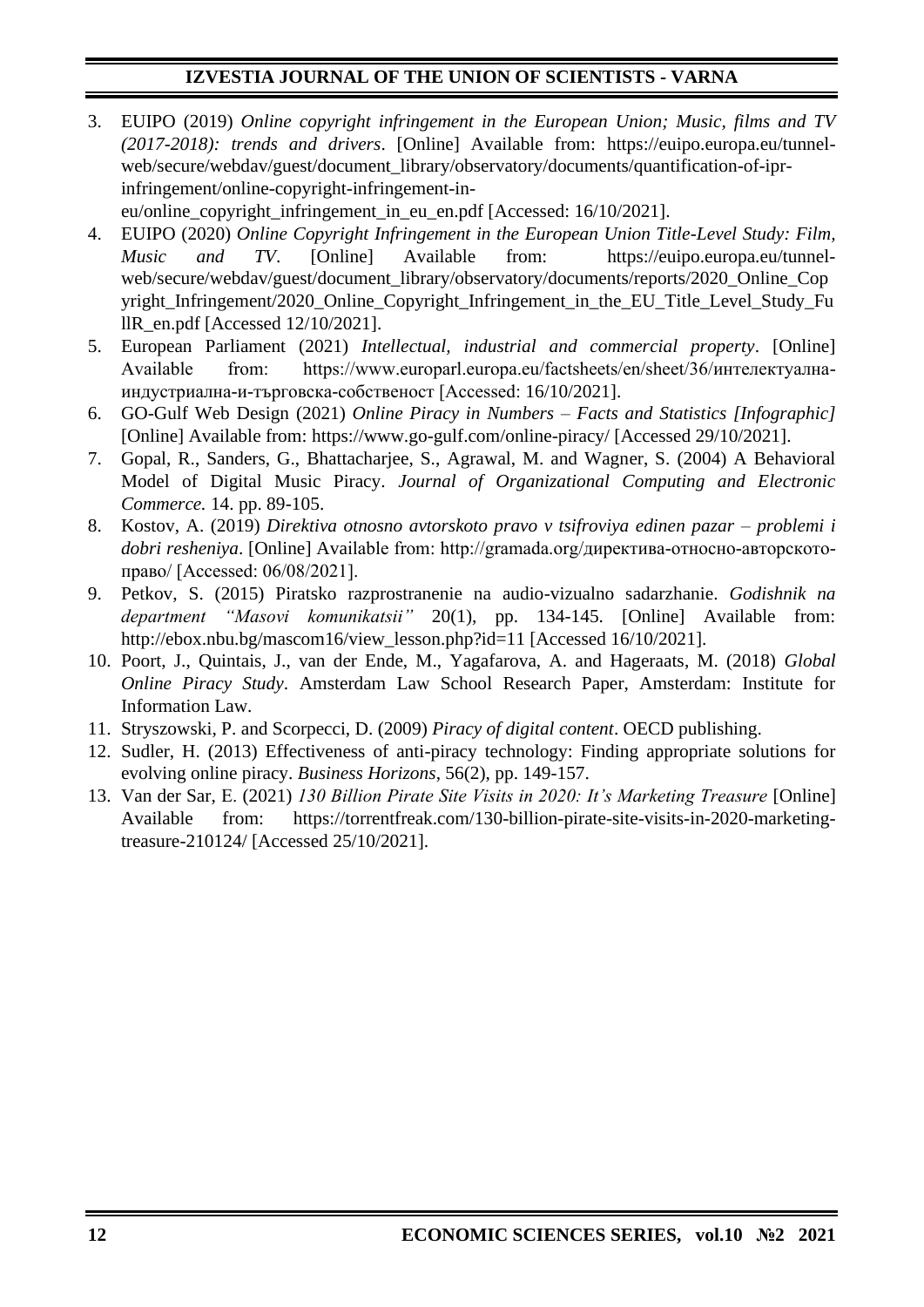3. EUIPO (2019) *Online copyright infringement in the European Union; Music, films and TV (2017-2018): trends and drivers*. [Online] Available from: https://euipo.europa.eu/tunnel-web/secure/webdav/guest/document_library/observatory/documents/quantification-of-ipr-infringement/online-copyright-infringement-in-eu/online_copyright_infringement_in_eu_en.pdf [Accessed: 16/10/2021].
4. EUIPO (2020) *Online Copyright Infringement in the European Union Title-Level Study: Film, Music and TV*. [Online] Available from: https://euipo.europa.eu/tunnel-web/secure/webdav/guest/document_library/observatory/documents/reports/2020_Online_Copyright_Infringement/2020_Online_Copyright_Infringement_in_the_EU_Title_Level_Study_FullR_en.pdf [Accessed 12/10/2021].
5. European Parliament (2021) *Intellectual, industrial and commercial property*. [Online] Available from: https://www.europarl.europa.eu/factsheets/en/sheet/36/интелектуална-индустриална-и-търговска-собственост [Accessed: 16/10/2021].
6. GO-Gulf Web Design (2021) *Online Piracy in Numbers – Facts and Statistics [Infographic]* [Online] Available from: https://www.go-gulf.com/online-piracy/ [Accessed 29/10/2021].
7. Gopal, R., Sanders, G., Bhattacharjee, S., Agrawal, M. and Wagner, S. (2004) A Behavioral Model of Digital Music Piracy. *Journal of Organizational Computing and Electronic Commerce.* 14. pp. 89-105.
8. Kostov, A. (2019) *Direktiva otnosno avtorskoto pravo v tsifroviya edinen pazar – problemi i dobri resheniya*. [Online] Available from: http://gramada.org/директива-относно-авторското-право/ [Accessed: 06/08/2021].
9. Petkov, S. (2015) Piratsko razprostranenie na audio-vizualno sadarzhanie. *Godishnik na department "Masovi komunikatsii"* 20(1), pp. 134-145. [Online] Available from: http://ebox.nbu.bg/mascom16/view_lesson.php?id=11 [Accessed 16/10/2021].
10. Poort, J., Quintais, J., van der Ende, M., Yagafarova, A. and Hageraats, M. (2018) *Global Online Piracy Study*. Amsterdam Law School Research Paper, Amsterdam: Institute for Information Law.
11. Stryszowski, P. and Scorpecci, D. (2009) *Piracy of digital content*. OECD publishing.
12. Sudler, H. (2013) Effectiveness of anti-piracy technology: Finding appropriate solutions for evolving online piracy. *Business Horizons*, 56(2), pp. 149-157.
13. Van der Sar, E. (2021) *130 Billion Pirate Site Visits in 2020: It's Marketing Treasure* [Online] Available from: https://torrentfreak.com/130-billion-pirate-site-visits-in-2020-marketing-treasure-210124/ [Accessed 25/10/2021].